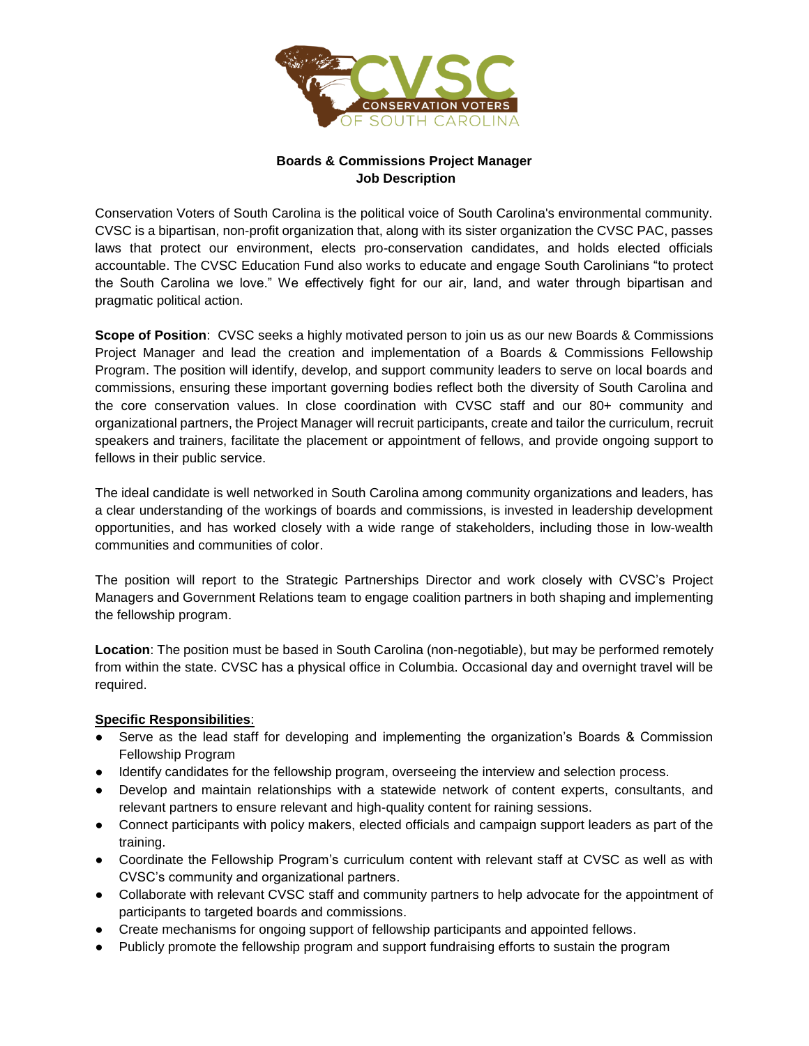**Boards & Commissions Project Manager**
**Job Description**

Conservation Voters of South Carolina is the political voice of South Carolina's environmental community. CVSC is a bipartisan, non-profit organization that, along with its sister organization the CVSC PAC, passes laws that protect our environment, elects pro-conservation candidates, and holds elected officials accountable. The CVSC Education Fund also works to educate and engage South Carolinians "to protect the South Carolina we love." We effectively fight for our air, land, and water through bipartisan and pragmatic political action.

**Scope of Position**: CVSC seeks a highly motivated person to join us as our new Boards & Commissions Project Manager and lead the creation and implementation of a Boards & Commissions Fellowship Program. The position will identify, develop, and support community leaders to serve on local boards and commissions, ensuring these important governing bodies reflect both the diversity of South Carolina and the core conservation values. In close coordination with CVSC staff and our 80+ community and organizational partners, the Project Manager will recruit participants, create and tailor the curriculum, recruit speakers and trainers, facilitate the placement or appointment of fellows, and provide ongoing support to fellows in their public service.

The ideal candidate is well networked in South Carolina among community organizations and leaders, has a clear understanding of the workings of boards and commissions, is invested in leadership development opportunities, and has worked closely with a wide range of stakeholders, including those in low-wealth communities and communities of color.

The position will report to the Strategic Partnerships Director and work closely with CVSC's Project Managers and Government Relations team to engage coalition partners in both shaping and implementing the fellowship program.

**Location**: The position must be based in South Carolina (non-negotiable), but may be performed remotely from within the state. CVSC has a physical office in Columbia. Occasional day and overnight travel will be required.

**Specific Responsibilities**:

- Serve as the lead staff for developing and implementing the organization's Boards & Commission Fellowship Program
- Identify candidates for the fellowship program, overseeing the interview and selection process.
- Develop and maintain relationships with a statewide network of content experts, consultants, and relevant partners to ensure relevant and high-quality content for raining sessions.
- Connect participants with policy makers, elected officials and campaign support leaders as part of the training.
- Coordinate the Fellowship Program's curriculum content with relevant staff at CVSC as well as with CVSC's community and organizational partners.
- Collaborate with relevant CVSC staff and community partners to help advocate for the appointment of participants to targeted boards and commissions.
- Create mechanisms for ongoing support of fellowship participants and appointed fellows.
- Publicly promote the fellowship program and support fundraising efforts to sustain the program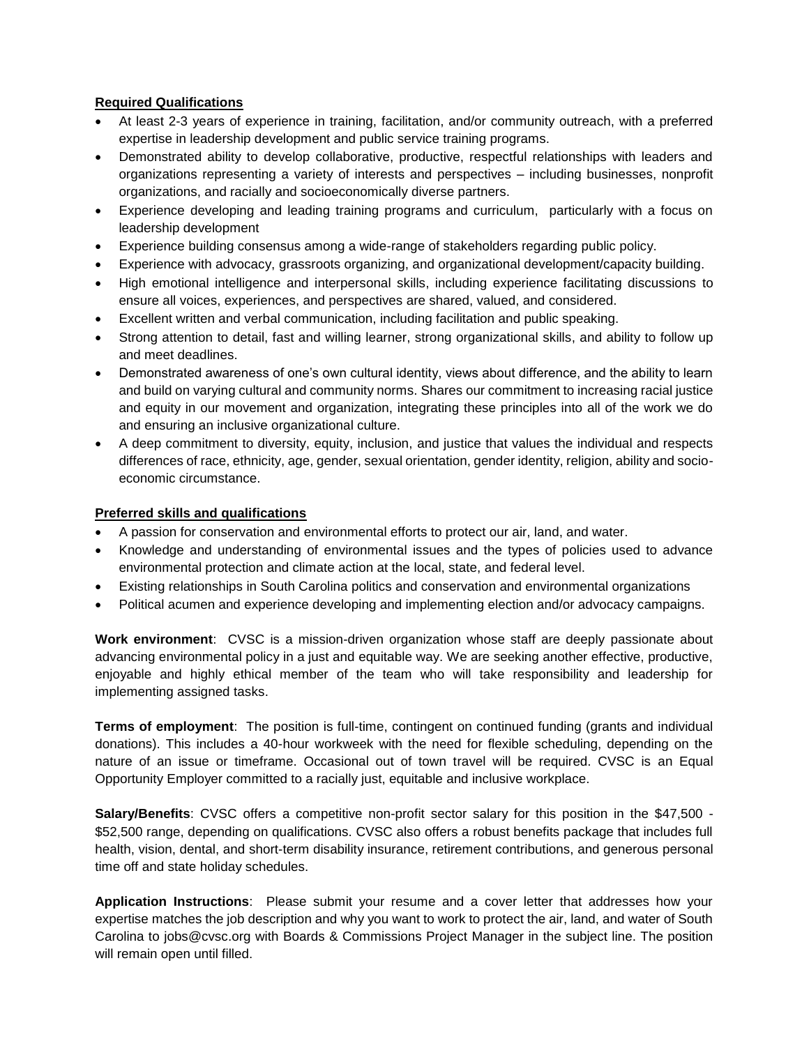**Required Qualifications**

- At least 2-3 years of experience in training, facilitation, and/or community outreach, with a preferred expertise in leadership development and public service training programs.
- Demonstrated ability to develop collaborative, productive, respectful relationships with leaders and organizations representing a variety of interests and perspectives – including businesses, nonprofit organizations, and racially and socioeconomically diverse partners.
- Experience developing and leading training programs and curriculum, particularly with a focus on leadership development
- Experience building consensus among a wide-range of stakeholders regarding public policy.
- Experience with advocacy, grassroots organizing, and organizational development/capacity building.
- High emotional intelligence and interpersonal skills, including experience facilitating discussions to ensure all voices, experiences, and perspectives are shared, valued, and considered.
- Excellent written and verbal communication, including facilitation and public speaking.
- Strong attention to detail, fast and willing learner, strong organizational skills, and ability to follow up and meet deadlines.
- Demonstrated awareness of one's own cultural identity, views about difference, and the ability to learn and build on varying cultural and community norms. Shares our commitment to increasing racial justice and equity in our movement and organization, integrating these principles into all of the work we do and ensuring an inclusive organizational culture.
- A deep commitment to diversity, equity, inclusion, and justice that values the individual and respects differences of race, ethnicity, age, gender, sexual orientation, gender identity, religion, ability and socio-economic circumstance.

**Preferred skills and qualifications**

- A passion for conservation and environmental efforts to protect our air, land, and water.
- Knowledge and understanding of environmental issues and the types of policies used to advance environmental protection and climate action at the local, state, and federal level.
- Existing relationships in South Carolina politics and conservation and environmental organizations
- Political acumen and experience developing and implementing election and/or advocacy campaigns.

**Work environment**: CVSC is a mission-driven organization whose staff are deeply passionate about advancing environmental policy in a just and equitable way. We are seeking another effective, productive, enjoyable and highly ethical member of the team who will take responsibility and leadership for implementing assigned tasks.

**Terms of employment**: The position is full-time, contingent on continued funding (grants and individual donations). This includes a 40-hour workweek with the need for flexible scheduling, depending on the nature of an issue or timeframe. Occasional out of town travel will be required. CVSC is an Equal Opportunity Employer committed to a racially just, equitable and inclusive workplace.

**Salary/Benefits**: CVSC offers a competitive non-profit sector salary for this position in the $47,500 - $52,500 range, depending on qualifications. CVSC also offers a robust benefits package that includes full health, vision, dental, and short-term disability insurance, retirement contributions, and generous personal time off and state holiday schedules.

**Application Instructions**: Please submit your resume and a cover letter that addresses how your expertise matches the job description and why you want to work to protect the air, land, and water of South Carolina to jobs@cvsc.org with Boards & Commissions Project Manager in the subject line. The position will remain open until filled.